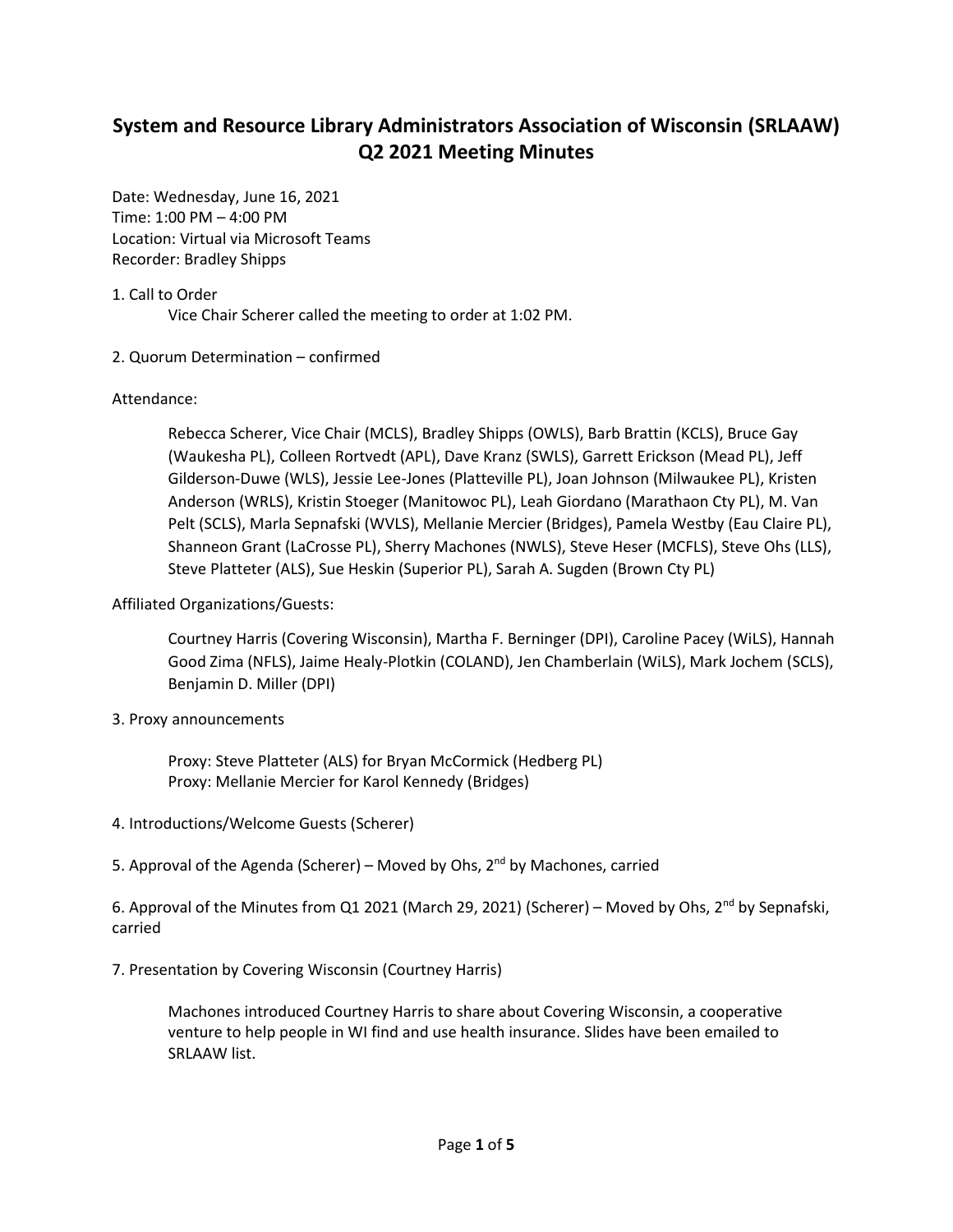# System and Resource Library Administrators Association of Wisconsin (SRLAAW) Q2 2021 Meeting Minutes

Date: Wednesday, June 16, 2021
Time: 1:00 PM – 4:00 PM
Location: Virtual via Microsoft Teams
Recorder: Bradley Shipps

1. Call to Order

    Vice Chair Scherer called the meeting to order at 1:02 PM.

2. Quorum Determination – confirmed

Attendance:

> Rebecca Scherer, Vice Chair (MCLS), Bradley Shipps (OWLS), Barb Brattin (KCLS), Bruce Gay (Waukesha PL), Colleen Rortvedt (APL), Dave Kranz (SWLS), Garrett Erickson (Mead PL), Jeff Gilderson-Duwe (WLS), Jessie Lee-Jones (Platteville PL), Joan Johnson (Milwaukee PL), Kristen Anderson (WRLS), Kristin Stoeger (Manitowoc PL), Leah Giordano (Marathaon Cty PL), M. Van Pelt (SCLS), Marla Sepnafski (WVLS), Mellanie Mercier (Bridges), Pamela Westby (Eau Claire PL), Shanneon Grant (LaCrosse PL), Sherry Machones (NWLS), Steve Heser (MCFLS), Steve Ohs (LLS), Steve Platteter (ALS), Sue Heskin (Superior PL), Sarah A. Sugden (Brown Cty PL)

Affiliated Organizations/Guests:

> Courtney Harris (Covering Wisconsin), Martha F. Berninger (DPI), Caroline Pacey (WiLS), Hannah Good Zima (NFLS), Jaime Healy-Plotkin (COLAND), Jen Chamberlain (WiLS), Mark Jochem (SCLS), Benjamin D. Miller (DPI)

3. Proxy announcements

    Proxy: Steve Platteter (ALS) for Bryan McCormick (Hedberg PL)
    Proxy: Mellanie Mercier for Karol Kennedy (Bridges)

4. Introductions/Welcome Guests (Scherer)

5. Approval of the Agenda (Scherer) – Moved by Ohs, 2nd by Machones, carried

6. Approval of the Minutes from Q1 2021 (March 29, 2021) (Scherer) – Moved by Ohs, 2nd by Sepnafski, carried

7. Presentation by Covering Wisconsin (Courtney Harris)

    Machones introduced Courtney Harris to share about Covering Wisconsin, a cooperative venture to help people in WI find and use health insurance. Slides have been emailed to SRLAAW list.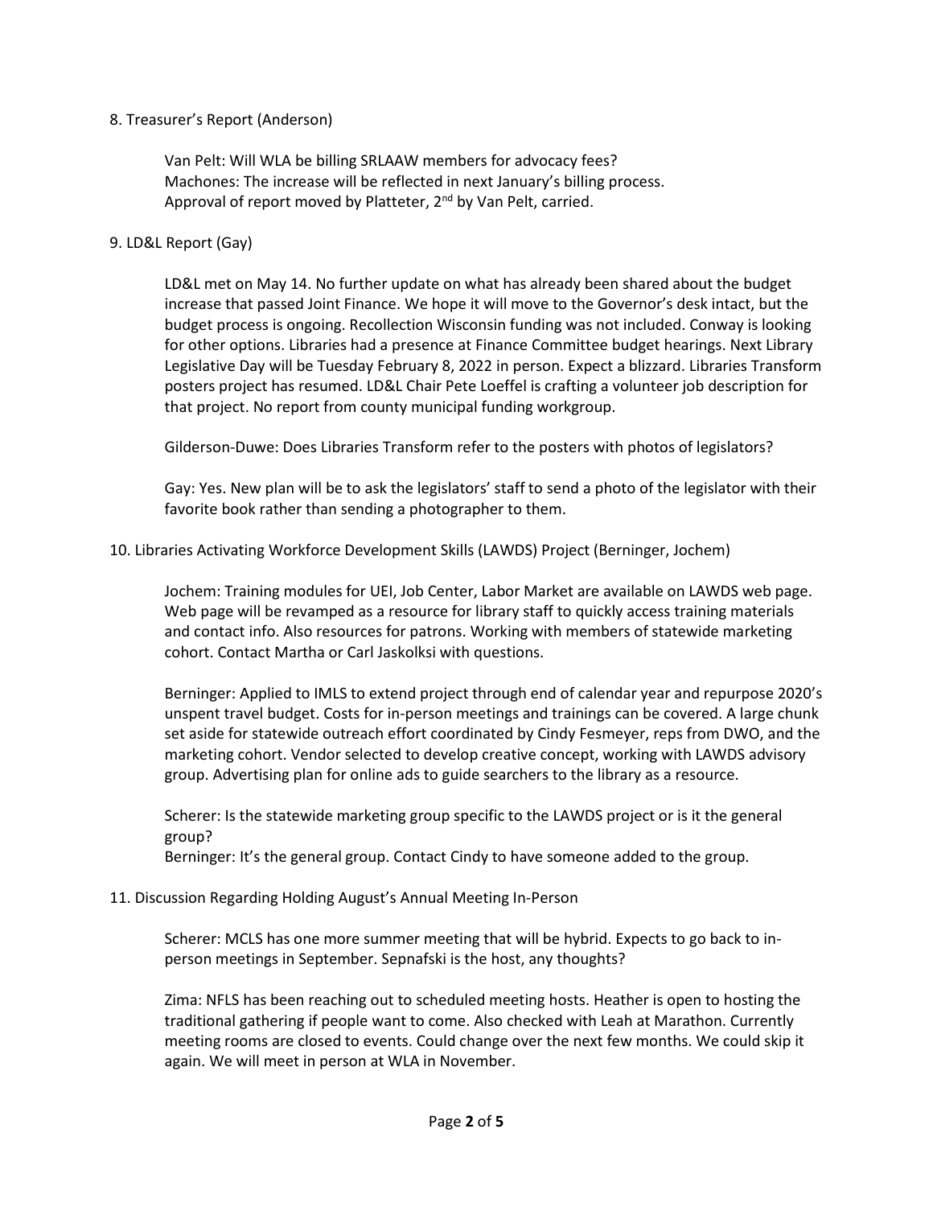8. Treasurer's Report (Anderson)

Van Pelt: Will WLA be billing SRLAAW members for advocacy fees?
Machones: The increase will be reflected in next January's billing process.
Approval of report moved by Platteter, 2nd by Van Pelt, carried.

9. LD&L Report (Gay)

LD&L met on May 14. No further update on what has already been shared about the budget increase that passed Joint Finance. We hope it will move to the Governor's desk intact, but the budget process is ongoing. Recollection Wisconsin funding was not included. Conway is looking for other options. Libraries had a presence at Finance Committee budget hearings. Next Library Legislative Day will be Tuesday February 8, 2022 in person. Expect a blizzard. Libraries Transform posters project has resumed. LD&L Chair Pete Loeffel is crafting a volunteer job description for that project. No report from county municipal funding workgroup.

Gilderson-Duwe: Does Libraries Transform refer to the posters with photos of legislators?

Gay: Yes. New plan will be to ask the legislators' staff to send a photo of the legislator with their favorite book rather than sending a photographer to them.

10. Libraries Activating Workforce Development Skills (LAWDS) Project (Berninger, Jochem)

Jochem: Training modules for UEI, Job Center, Labor Market are available on LAWDS web page. Web page will be revamped as a resource for library staff to quickly access training materials and contact info. Also resources for patrons. Working with members of statewide marketing cohort. Contact Martha or Carl Jaskolksi with questions.

Berninger: Applied to IMLS to extend project through end of calendar year and repurpose 2020's unspent travel budget. Costs for in-person meetings and trainings can be covered. A large chunk set aside for statewide outreach effort coordinated by Cindy Fesmeyer, reps from DWO, and the marketing cohort. Vendor selected to develop creative concept, working with LAWDS advisory group. Advertising plan for online ads to guide searchers to the library as a resource.

Scherer: Is the statewide marketing group specific to the LAWDS project or is it the general group?
Berninger: It's the general group. Contact Cindy to have someone added to the group.

11. Discussion Regarding Holding August's Annual Meeting In-Person

Scherer: MCLS has one more summer meeting that will be hybrid. Expects to go back to in-person meetings in September. Sepnafski is the host, any thoughts?

Zima: NFLS has been reaching out to scheduled meeting hosts. Heather is open to hosting the traditional gathering if people want to come. Also checked with Leah at Marathon. Currently meeting rooms are closed to events. Could change over the next few months. We could skip it again. We will meet in person at WLA in November.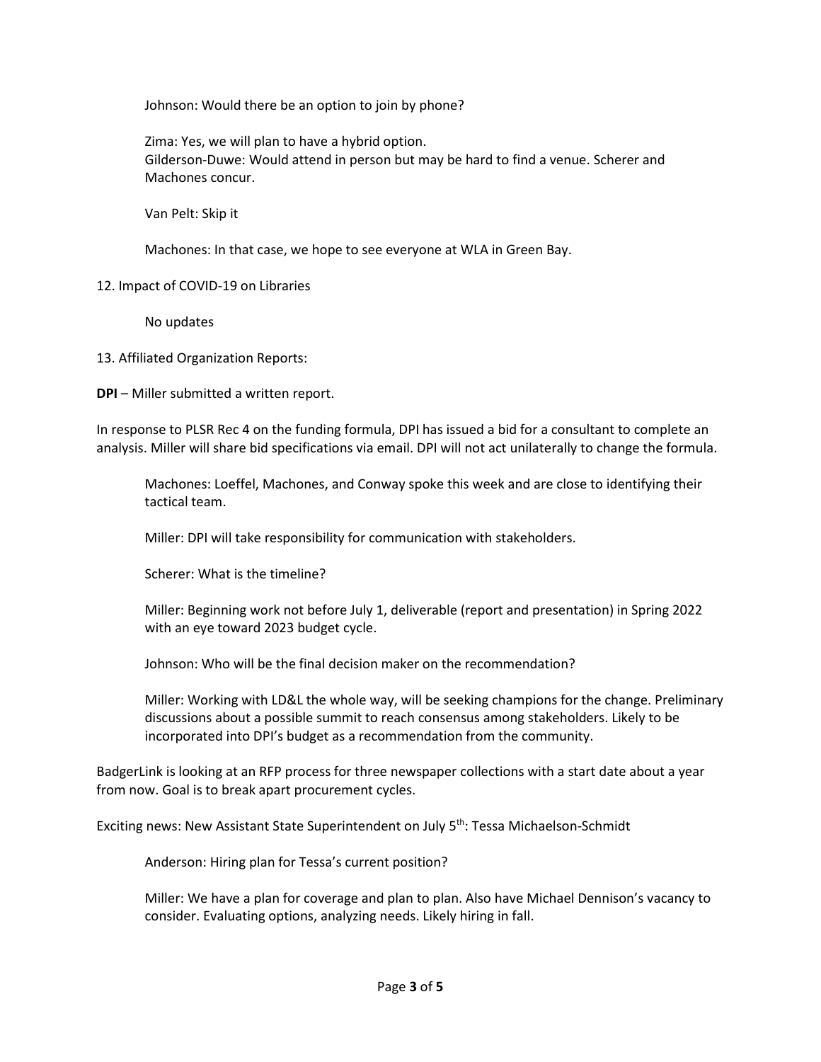Johnson: Would there be an option to join by phone?

Zima: Yes, we will plan to have a hybrid option.
Gilderson-Duwe: Would attend in person but may be hard to find a venue. Scherer and Machones concur.

Van Pelt: Skip it

Machones: In that case, we hope to see everyone at WLA in Green Bay.

12. Impact of COVID-19 on Libraries

No updates

13. Affiliated Organization Reports:

**DPI** – Miller submitted a written report.

In response to PLSR Rec 4 on the funding formula, DPI has issued a bid for a consultant to complete an analysis. Miller will share bid specifications via email. DPI will not act unilaterally to change the formula.

Machones: Loeffel, Machones, and Conway spoke this week and are close to identifying their tactical team.

Miller: DPI will take responsibility for communication with stakeholders.

Scherer: What is the timeline?

Miller: Beginning work not before July 1, deliverable (report and presentation) in Spring 2022 with an eye toward 2023 budget cycle.

Johnson: Who will be the final decision maker on the recommendation?

Miller: Working with LD&L the whole way, will be seeking champions for the change. Preliminary discussions about a possible summit to reach consensus among stakeholders. Likely to be incorporated into DPI's budget as a recommendation from the community.

BadgerLink is looking at an RFP process for three newspaper collections with a start date about a year from now. Goal is to break apart procurement cycles.

Exciting news: New Assistant State Superintendent on July 5th: Tessa Michaelson-Schmidt

Anderson: Hiring plan for Tessa's current position?

Miller: We have a plan for coverage and plan to plan. Also have Michael Dennison's vacancy to consider. Evaluating options, analyzing needs. Likely hiring in fall.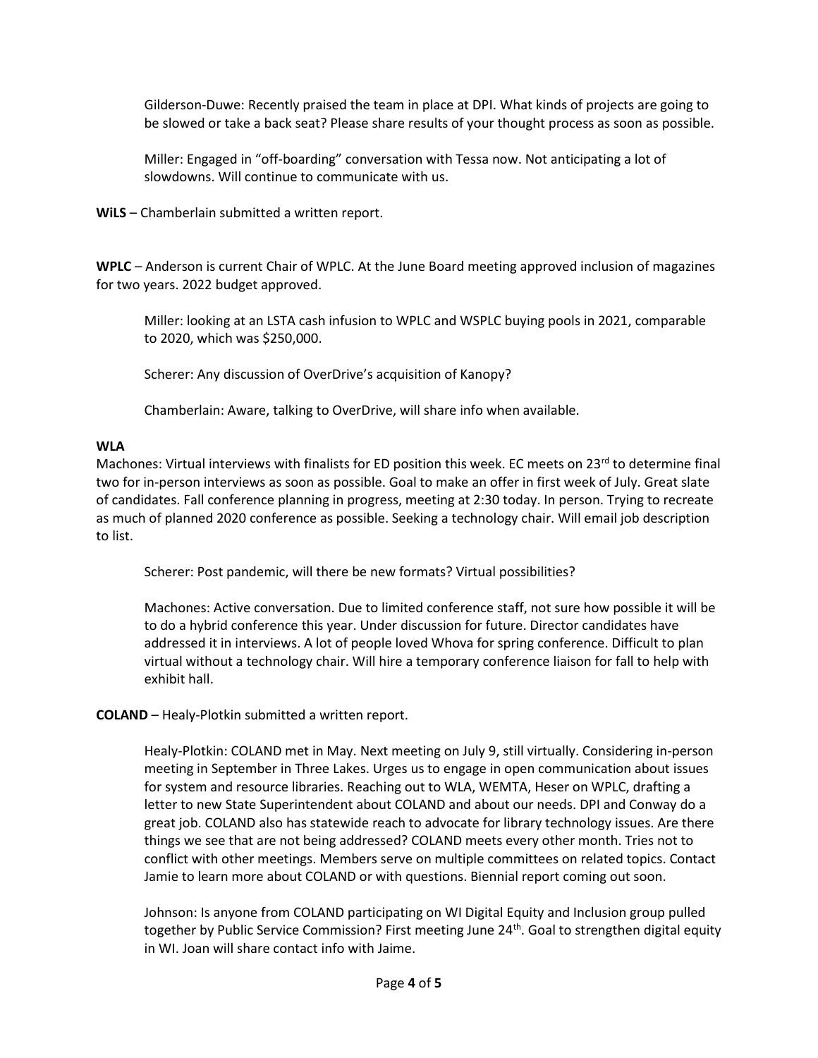Gilderson-Duwe: Recently praised the team in place at DPI. What kinds of projects are going to be slowed or take a back seat? Please share results of your thought process as soon as possible.

Miller: Engaged in "off-boarding" conversation with Tessa now. Not anticipating a lot of slowdowns. Will continue to communicate with us.

**WiLS** – Chamberlain submitted a written report.

**WPLC** – Anderson is current Chair of WPLC. At the June Board meeting approved inclusion of magazines for two years. 2022 budget approved.

Miller: looking at an LSTA cash infusion to WPLC and WSPLC buying pools in 2021, comparable to 2020, which was $250,000.

Scherer: Any discussion of OverDrive's acquisition of Kanopy?

Chamberlain: Aware, talking to OverDrive, will share info when available.

**WLA**

Machones: Virtual interviews with finalists for ED position this week. EC meets on 23rd to determine final two for in-person interviews as soon as possible. Goal to make an offer in first week of July. Great slate of candidates. Fall conference planning in progress, meeting at 2:30 today. In person. Trying to recreate as much of planned 2020 conference as possible. Seeking a technology chair. Will email job description to list.

Scherer: Post pandemic, will there be new formats? Virtual possibilities?

Machones: Active conversation. Due to limited conference staff, not sure how possible it will be to do a hybrid conference this year. Under discussion for future. Director candidates have addressed it in interviews. A lot of people loved Whova for spring conference. Difficult to plan virtual without a technology chair. Will hire a temporary conference liaison for fall to help with exhibit hall.

**COLAND** – Healy-Plotkin submitted a written report.

Healy-Plotkin: COLAND met in May. Next meeting on July 9, still virtually. Considering in-person meeting in September in Three Lakes. Urges us to engage in open communication about issues for system and resource libraries. Reaching out to WLA, WEMTA, Heser on WPLC, drafting a letter to new State Superintendent about COLAND and about our needs. DPI and Conway do a great job. COLAND also has statewide reach to advocate for library technology issues. Are there things we see that are not being addressed? COLAND meets every other month. Tries not to conflict with other meetings. Members serve on multiple committees on related topics. Contact Jamie to learn more about COLAND or with questions. Biennial report coming out soon.

Johnson: Is anyone from COLAND participating on WI Digital Equity and Inclusion group pulled together by Public Service Commission? First meeting June 24th. Goal to strengthen digital equity in WI. Joan will share contact info with Jaime.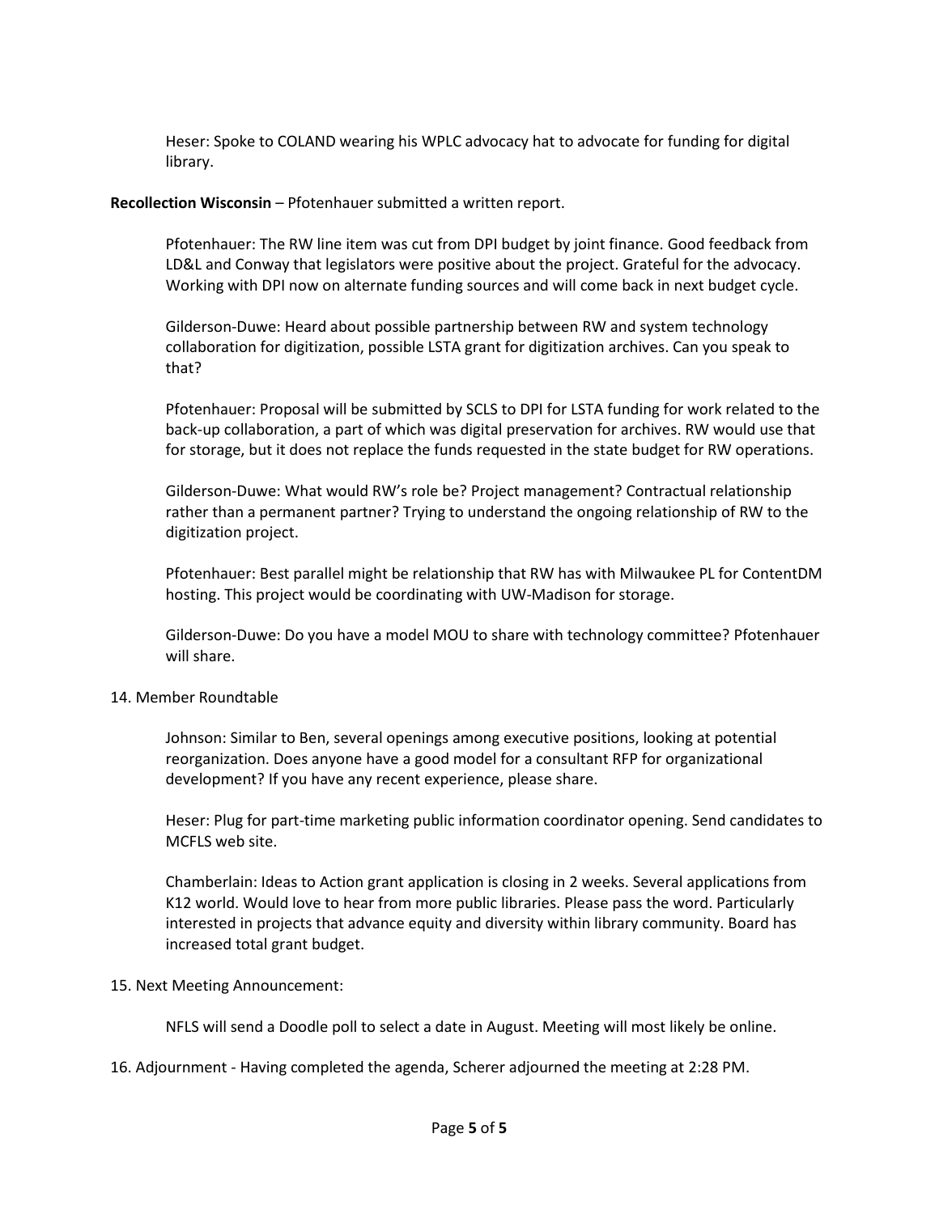Heser: Spoke to COLAND wearing his WPLC advocacy hat to advocate for funding for digital library.

**Recollection Wisconsin** – Pfotenhauer submitted a written report.

Pfotenhauer: The RW line item was cut from DPI budget by joint finance. Good feedback from LD&L and Conway that legislators were positive about the project. Grateful for the advocacy. Working with DPI now on alternate funding sources and will come back in next budget cycle.

Gilderson-Duwe: Heard about possible partnership between RW and system technology collaboration for digitization, possible LSTA grant for digitization archives. Can you speak to that?

Pfotenhauer: Proposal will be submitted by SCLS to DPI for LSTA funding for work related to the back-up collaboration, a part of which was digital preservation for archives. RW would use that for storage, but it does not replace the funds requested in the state budget for RW operations.

Gilderson-Duwe: What would RW's role be? Project management? Contractual relationship rather than a permanent partner? Trying to understand the ongoing relationship of RW to the digitization project.

Pfotenhauer: Best parallel might be relationship that RW has with Milwaukee PL for ContentDM hosting. This project would be coordinating with UW-Madison for storage.

Gilderson-Duwe: Do you have a model MOU to share with technology committee? Pfotenhauer will share.

14. Member Roundtable

Johnson: Similar to Ben, several openings among executive positions, looking at potential reorganization. Does anyone have a good model for a consultant RFP for organizational development? If you have any recent experience, please share.

Heser: Plug for part-time marketing public information coordinator opening. Send candidates to MCFLS web site.

Chamberlain: Ideas to Action grant application is closing in 2 weeks. Several applications from K12 world. Would love to hear from more public libraries. Please pass the word. Particularly interested in projects that advance equity and diversity within library community. Board has increased total grant budget.

15. Next Meeting Announcement:

NFLS will send a Doodle poll to select a date in August. Meeting will most likely be online.

16. Adjournment - Having completed the agenda, Scherer adjourned the meeting at 2:28 PM.